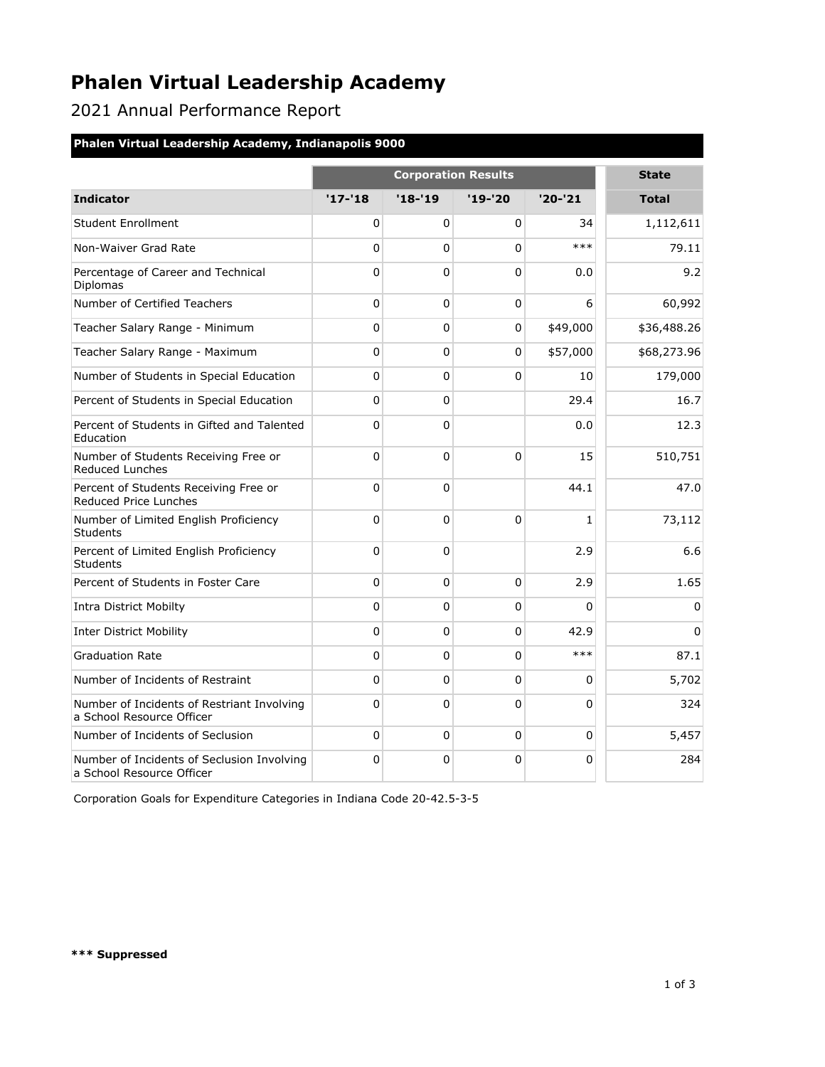# Phalen Virtual Leadership Academy

2021 Annual Performance Report

**Phalen Virtual Leadership Academy, Indianapolis 9000**

| | Corporation Results | | | | State |
|---|---|---|---|---|---|
| **Indicator** | **'17-'18** | **'18-'19** | **'19-'20** | **'20-'21** | **Total** |
| Student Enrollment | 0 | 0 | 0 | 34 | 1,112,611 |
| Non-Waiver Grad Rate | 0 | 0 | 0 | *** | 79.11 |
| Percentage of Career and Technical Diplomas | 0 | 0 | 0 | 0.0 | 9.2 |
| Number of Certified Teachers | 0 | 0 | 0 | 6 | 60,992 |
| Teacher Salary Range - Minimum | 0 | 0 | 0 | $49,000 | $36,488.26 |
| Teacher Salary Range - Maximum | 0 | 0 | 0 | $57,000 | $68,273.96 |
| Number of Students in Special Education | 0 | 0 | 0 | 10 | 179,000 |
| Percent of Students in Special Education | 0 | 0 | | 29.4 | 16.7 |
| Percent of Students in Gifted and Talented Education | 0 | 0 | | 0.0 | 12.3 |
| Number of Students Receiving Free or Reduced Lunches | 0 | 0 | 0 | 15 | 510,751 |
| Percent of Students Receiving Free or Reduced Price Lunches | 0 | 0 | | 44.1 | 47.0 |
| Number of Limited English Proficiency Students | 0 | 0 | 0 | 1 | 73,112 |
| Percent of Limited English Proficiency Students | 0 | 0 | | 2.9 | 6.6 |
| Percent of Students in Foster Care | 0 | 0 | 0 | 2.9 | 1.65 |
| Intra District Mobilty | 0 | 0 | 0 | 0 | 0 |
| Inter District Mobility | 0 | 0 | 0 | 42.9 | 0 |
| Graduation Rate | 0 | 0 | 0 | *** | 87.1 |
| Number of Incidents of Restraint | 0 | 0 | 0 | 0 | 5,702 |
| Number of Incidents of Restriant Involving a School Resource Officer | 0 | 0 | 0 | 0 | 324 |
| Number of Incidents of Seclusion | 0 | 0 | 0 | 0 | 5,457 |
| Number of Incidents of Seclusion Involving a School Resource Officer | 0 | 0 | 0 | 0 | 284 |

Corporation Goals for Expenditure Categories in Indiana Code 20-42.5-3-5

**\*\*\* Suppressed**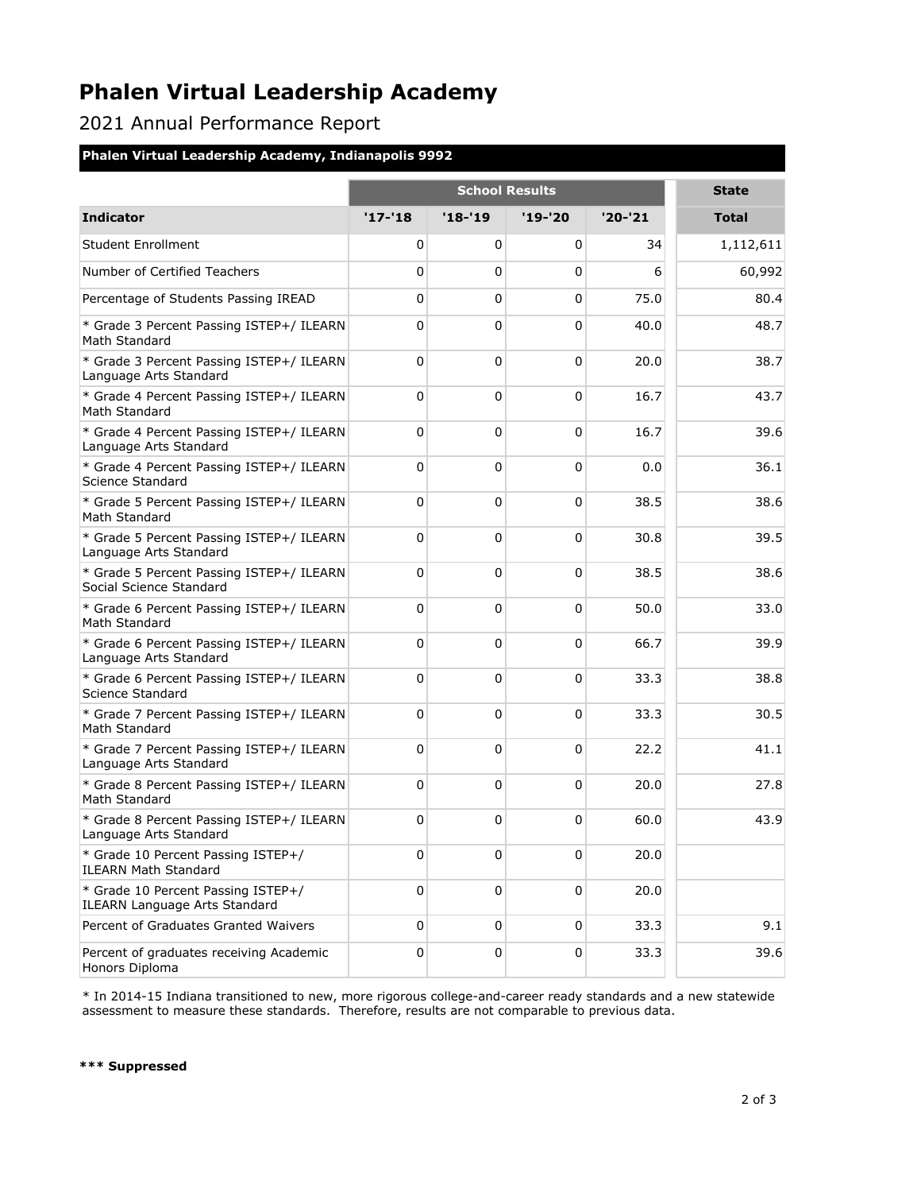# Phalen Virtual Leadership Academy

2021 Annual Performance Report

**Phalen Virtual Leadership Academy, Indianapolis 9992**

| | School Results | | | | State |
|---|---|---|---|---|---|
| **Indicator** | **'17-'18** | **'18-'19** | **'19-'20** | **'20-'21** | **Total** |
| Student Enrollment | 0 | 0 | 0 | 34 | 1,112,611 |
| Number of Certified Teachers | 0 | 0 | 0 | 6 | 60,992 |
| Percentage of Students Passing IREAD | 0 | 0 | 0 | 75.0 | 80.4 |
| * Grade 3 Percent Passing ISTEP+/ ILEARN Math Standard | 0 | 0 | 0 | 40.0 | 48.7 |
| * Grade 3 Percent Passing ISTEP+/ ILEARN Language Arts Standard | 0 | 0 | 0 | 20.0 | 38.7 |
| * Grade 4 Percent Passing ISTEP+/ ILEARN Math Standard | 0 | 0 | 0 | 16.7 | 43.7 |
| * Grade 4 Percent Passing ISTEP+/ ILEARN Language Arts Standard | 0 | 0 | 0 | 16.7 | 39.6 |
| * Grade 4 Percent Passing ISTEP+/ ILEARN Science Standard | 0 | 0 | 0 | 0.0 | 36.1 |
| * Grade 5 Percent Passing ISTEP+/ ILEARN Math Standard | 0 | 0 | 0 | 38.5 | 38.6 |
| * Grade 5 Percent Passing ISTEP+/ ILEARN Language Arts Standard | 0 | 0 | 0 | 30.8 | 39.5 |
| * Grade 5 Percent Passing ISTEP+/ ILEARN Social Science Standard | 0 | 0 | 0 | 38.5 | 38.6 |
| * Grade 6 Percent Passing ISTEP+/ ILEARN Math Standard | 0 | 0 | 0 | 50.0 | 33.0 |
| * Grade 6 Percent Passing ISTEP+/ ILEARN Language Arts Standard | 0 | 0 | 0 | 66.7 | 39.9 |
| * Grade 6 Percent Passing ISTEP+/ ILEARN Science Standard | 0 | 0 | 0 | 33.3 | 38.8 |
| * Grade 7 Percent Passing ISTEP+/ ILEARN Math Standard | 0 | 0 | 0 | 33.3 | 30.5 |
| * Grade 7 Percent Passing ISTEP+/ ILEARN Language Arts Standard | 0 | 0 | 0 | 22.2 | 41.1 |
| * Grade 8 Percent Passing ISTEP+/ ILEARN Math Standard | 0 | 0 | 0 | 20.0 | 27.8 |
| * Grade 8 Percent Passing ISTEP+/ ILEARN Language Arts Standard | 0 | 0 | 0 | 60.0 | 43.9 |
| * Grade 10 Percent Passing ISTEP+/ ILEARN Math Standard | 0 | 0 | 0 | 20.0 | |
| * Grade 10 Percent Passing ISTEP+/ ILEARN Language Arts Standard | 0 | 0 | 0 | 20.0 | |
| Percent of Graduates Granted Waivers | 0 | 0 | 0 | 33.3 | 9.1 |
| Percent of graduates receiving Academic Honors Diploma | 0 | 0 | 0 | 33.3 | 39.6 |

* In 2014-15 Indiana transitioned to new, more rigorous college-and-career ready standards and a new statewide assessment to measure these standards. Therefore, results are not comparable to previous data.

**\*\*\* Suppressed**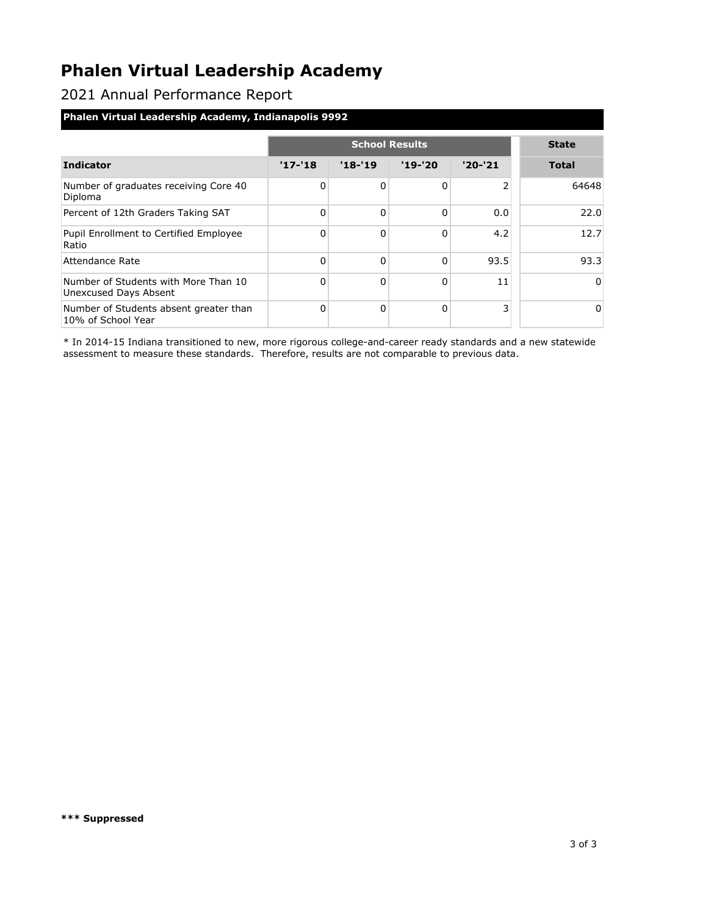# Phalen Virtual Leadership Academy

2021 Annual Performance Report

**Phalen Virtual Leadership Academy, Indianapolis 9992**

| | School Results | | | | State |
|---|---|---|---|---|---|
| **Indicator** | **'17-'18** | **'18-'19** | **'19-'20** | **'20-'21** | **Total** |
| Number of graduates receiving Core 40 Diploma | 0 | 0 | 0 | 2 | 64648 |
| Percent of 12th Graders Taking SAT | 0 | 0 | 0 | 0.0 | 22.0 |
| Pupil Enrollment to Certified Employee Ratio | 0 | 0 | 0 | 4.2 | 12.7 |
| Attendance Rate | 0 | 0 | 0 | 93.5 | 93.3 |
| Number of Students with More Than 10 Unexcused Days Absent | 0 | 0 | 0 | 11 | 0 |
| Number of Students absent greater than 10% of School Year | 0 | 0 | 0 | 3 | 0 |

* In 2014-15 Indiana transitioned to new, more rigorous college-and-career ready standards and a new statewide assessment to measure these standards. Therefore, results are not comparable to previous data.

**\*\*\* Suppressed**